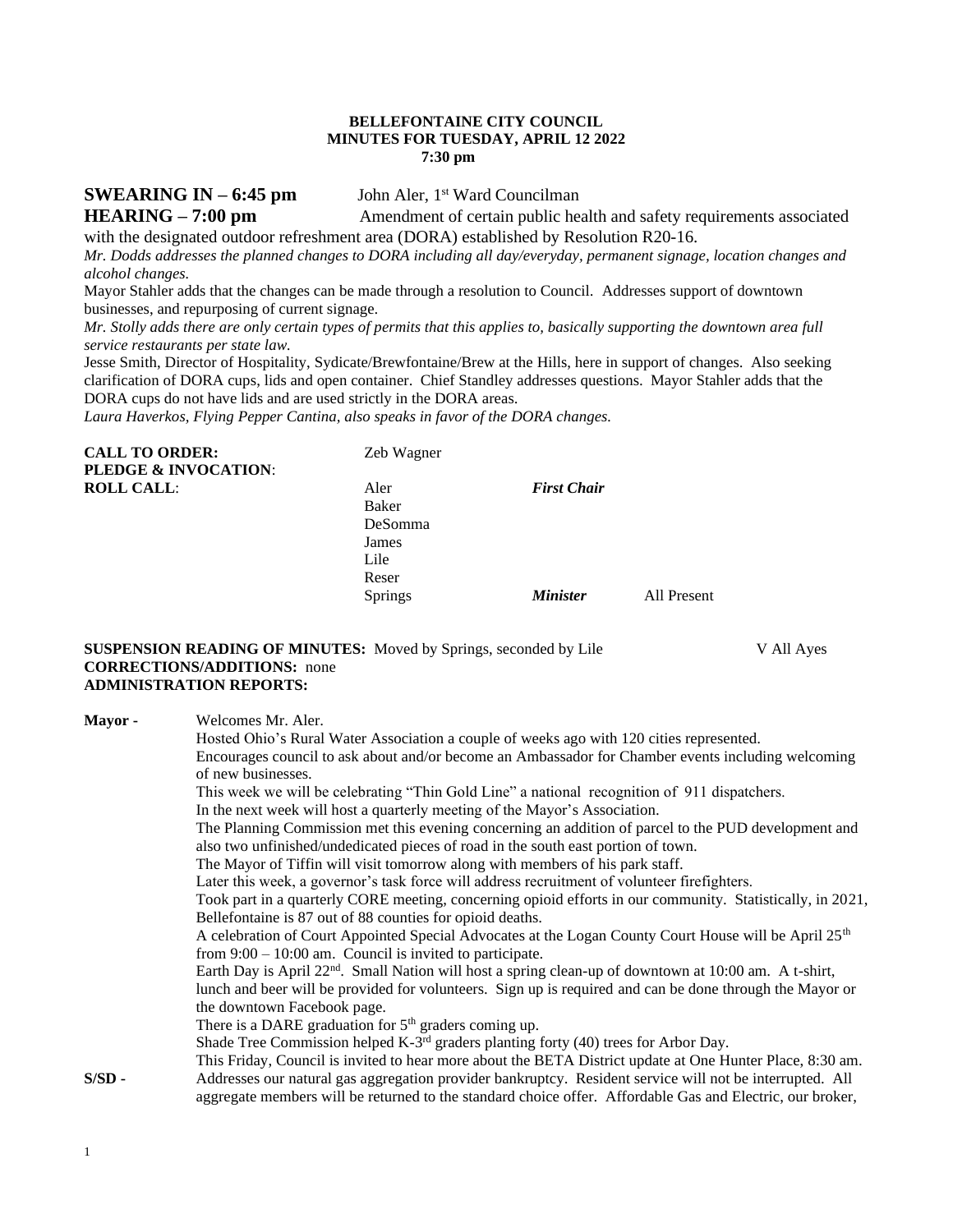**BELLEFONTAINE CITY COUNCIL**
**MINUTES FOR TUESDAY, APRIL 12 2022**
**7:30 pm**

**SWEARING IN – 6:45 pm** John Aler, 1st Ward Councilman

**HEARING – 7:00 pm** Amendment of certain public health and safety requirements associated with the designated outdoor refreshment area (DORA) established by Resolution R20-16.

*Mr. Dodds addresses the planned changes to DORA including all day/everyday, permanent signage, location changes and alcohol changes.*

Mayor Stahler adds that the changes can be made through a resolution to Council. Addresses support of downtown businesses, and repurposing of current signage.

*Mr. Stolly adds there are only certain types of permits that this applies to, basically supporting the downtown area full service restaurants per state law.*

Jesse Smith, Director of Hospitality, Sydicate/Brewfontaine/Brew at the Hills, here in support of changes. Also seeking clarification of DORA cups, lids and open container. Chief Standley addresses questions. Mayor Stahler adds that the DORA cups do not have lids and are used strictly in the DORA areas.

*Laura Haverkos, Flying Pepper Cantina, also speaks in favor of the DORA changes.*

**CALL TO ORDER:** Zeb Wagner
**PLEDGE & INVOCATION**:
**ROLL CALL**:

| | | |
|---|---|---|
| Aler | ***First Chair*** | |
| Baker | | |
| DeSomma | | |
| James | | |
| Lile | | |
| Reser | | |
| Springs | ***Minister*** | All Present |

**SUSPENSION READING OF MINUTES:** Moved by Springs, seconded by Lile V All Ayes
**CORRECTIONS/ADDITIONS:** none
**ADMINISTRATION REPORTS:**

**Mayor -** Welcomes Mr. Aler.
Hosted Ohio's Rural Water Association a couple of weeks ago with 120 cities represented.
Encourages council to ask about and/or become an Ambassador for Chamber events including welcoming of new businesses.
This week we will be celebrating "Thin Gold Line" a national recognition of 911 dispatchers.
In the next week will host a quarterly meeting of the Mayor's Association.
The Planning Commission met this evening concerning an addition of parcel to the PUD development and also two unfinished/undedicated pieces of road in the south east portion of town.
The Mayor of Tiffin will visit tomorrow along with members of his park staff.
Later this week, a governor's task force will address recruitment of volunteer firefighters.
Took part in a quarterly CORE meeting, concerning opioid efforts in our community. Statistically, in 2021, Bellefontaine is 87 out of 88 counties for opioid deaths.
A celebration of Court Appointed Special Advocates at the Logan County Court House will be April 25th from 9:00 – 10:00 am. Council is invited to participate.
Earth Day is April 22nd. Small Nation will host a spring clean-up of downtown at 10:00 am. A t-shirt, lunch and beer will be provided for volunteers. Sign up is required and can be done through the Mayor or the downtown Facebook page.
There is a DARE graduation for 5th graders coming up.
Shade Tree Commission helped K-3rd graders planting forty (40) trees for Arbor Day.
This Friday, Council is invited to hear more about the BETA District update at One Hunter Place, 8:30 am.

**S/SD -** Addresses our natural gas aggregation provider bankruptcy. Resident service will not be interrupted. All aggregate members will be returned to the standard choice offer. Affordable Gas and Electric, our broker,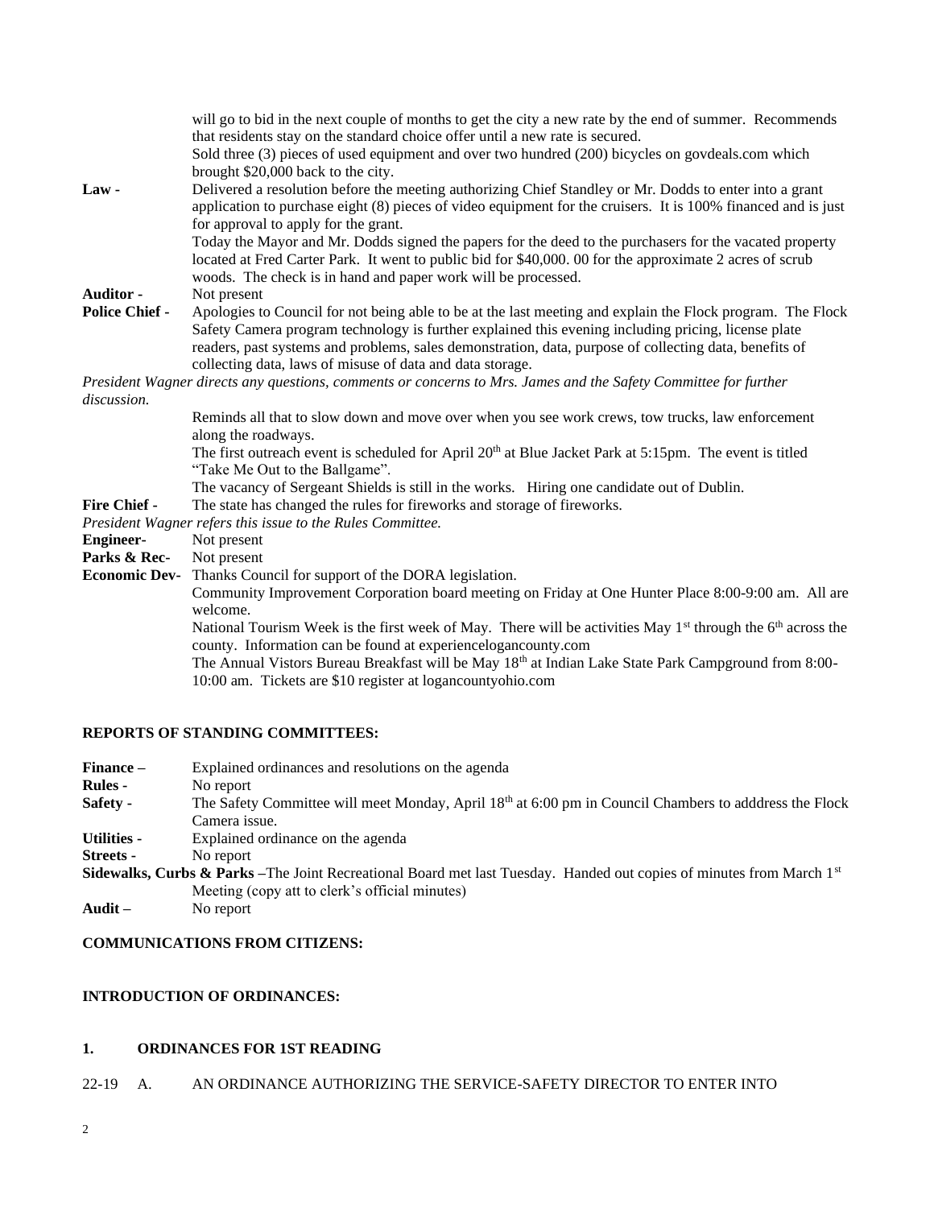will go to bid in the next couple of months to get the city a new rate by the end of summer. Recommends that residents stay on the standard choice offer until a new rate is secured.

Sold three (3) pieces of used equipment and over two hundred (200) bicycles on govdeals.com which brought $20,000 back to the city.

**Law -** Delivered a resolution before the meeting authorizing Chief Standley or Mr. Dodds to enter into a grant application to purchase eight (8) pieces of video equipment for the cruisers. It is 100% financed and is just for approval to apply for the grant.

Today the Mayor and Mr. Dodds signed the papers for the deed to the purchasers for the vacated property located at Fred Carter Park. It went to public bid for $40,000. 00 for the approximate 2 acres of scrub woods. The check is in hand and paper work will be processed.

**Auditor -** Not present

**Police Chief -** Apologies to Council for not being able to be at the last meeting and explain the Flock program. The Flock Safety Camera program technology is further explained this evening including pricing, license plate readers, past systems and problems, sales demonstration, data, purpose of collecting data, benefits of collecting data, laws of misuse of data and data storage.

*President Wagner directs any questions, comments or concerns to Mrs. James and the Safety Committee for further discussion.*

Reminds all that to slow down and move over when you see work crews, tow trucks, law enforcement along the roadways.

The first outreach event is scheduled for April 20th at Blue Jacket Park at 5:15pm. The event is titled "Take Me Out to the Ballgame".

The vacancy of Sergeant Shields is still in the works. Hiring one candidate out of Dublin.

**Fire Chief -** The state has changed the rules for fireworks and storage of fireworks.

*President Wagner refers this issue to the Rules Committee.*

**Engineer-** Not present

**Parks & Rec-** Not present

**Economic Dev-** Thanks Council for support of the DORA legislation.

Community Improvement Corporation board meeting on Friday at One Hunter Place 8:00-9:00 am. All are welcome.

National Tourism Week is the first week of May. There will be activities May 1st through the 6th across the county. Information can be found at experiencelogancounty.com

The Annual Vistors Bureau Breakfast will be May 18th at Indian Lake State Park Campground from 8:00-10:00 am. Tickets are $10 register at logancountyohio.com

**REPORTS OF STANDING COMMITTEES:**

**Finance –** Explained ordinances and resolutions on the agenda

**Rules -** No report

**Safety -** The Safety Committee will meet Monday, April 18th at 6:00 pm in Council Chambers to adddress the Flock Camera issue.

**Utilities -** Explained ordinance on the agenda

**Streets -** No report

**Sidewalks, Curbs & Parks** –The Joint Recreational Board met last Tuesday. Handed out copies of minutes from March 1st Meeting (copy att to clerk's official minutes)

**Audit –** No report

**COMMUNICATIONS FROM CITIZENS:**

**INTRODUCTION OF ORDINANCES:**

**1. ORDINANCES FOR 1ST READING**

22-19 A. AN ORDINANCE AUTHORIZING THE SERVICE-SAFETY DIRECTOR TO ENTER INTO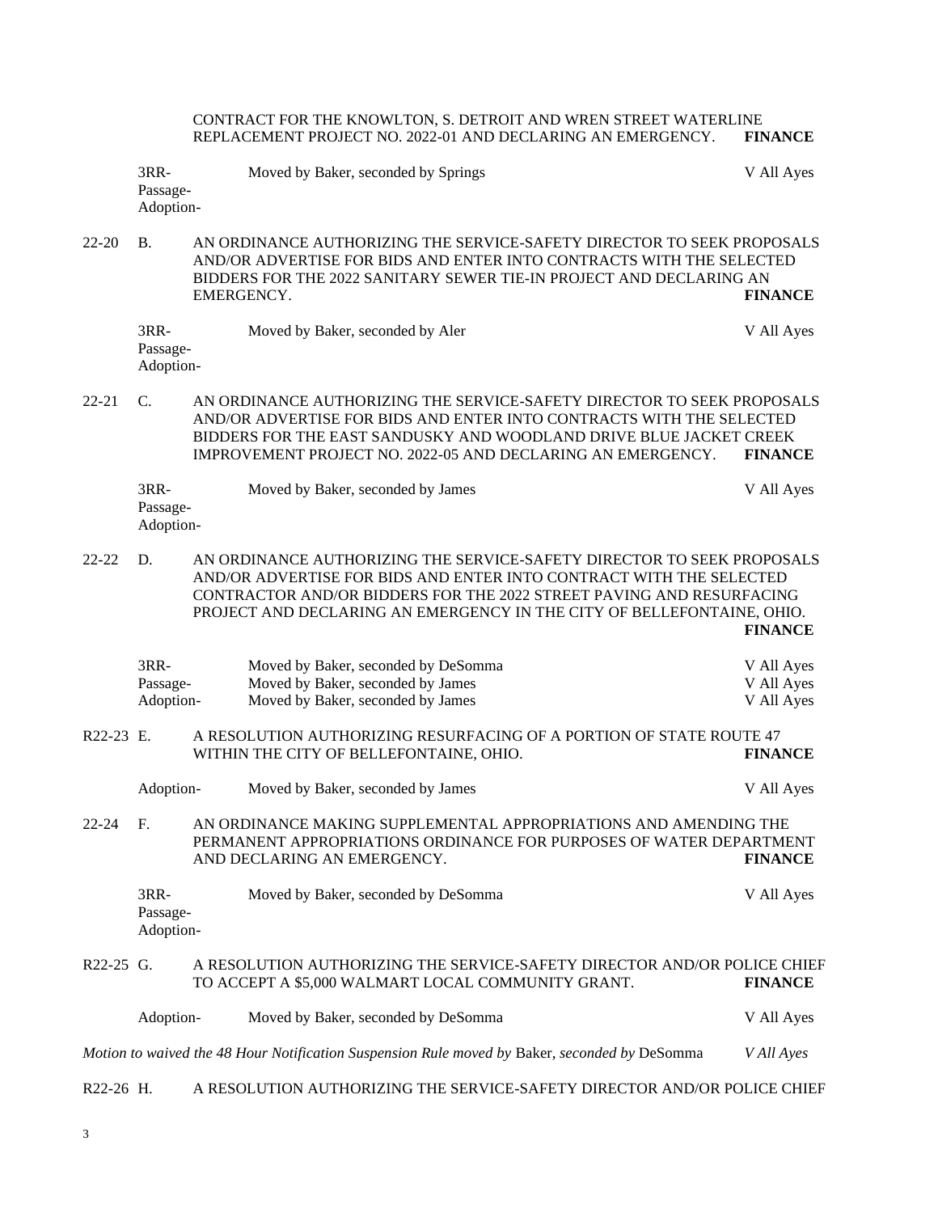CONTRACT FOR THE KNOWLTON, S. DETROIT AND WREN STREET WATERLINE REPLACEMENT PROJECT NO. 2022-01 AND DECLARING AN EMERGENCY. **FINANCE**

| | | |
|---|---|---|
| 3RR- | Moved by Baker, seconded by Springs | V All Ayes |
| Passage- | | |
| Adoption- | | |

22-20 B. AN ORDINANCE AUTHORIZING THE SERVICE-SAFETY DIRECTOR TO SEEK PROPOSALS AND/OR ADVERTISE FOR BIDS AND ENTER INTO CONTRACTS WITH THE SELECTED BIDDERS FOR THE 2022 SANITARY SEWER TIE-IN PROJECT AND DECLARING AN EMERGENCY. **FINANCE**

| | | |
|---|---|---|
| 3RR- | Moved by Baker, seconded by Aler | V All Ayes |
| Passage- | | |
| Adoption- | | |

22-21 C. AN ORDINANCE AUTHORIZING THE SERVICE-SAFETY DIRECTOR TO SEEK PROPOSALS AND/OR ADVERTISE FOR BIDS AND ENTER INTO CONTRACTS WITH THE SELECTED BIDDERS FOR THE EAST SANDUSKY AND WOODLAND DRIVE BLUE JACKET CREEK IMPROVEMENT PROJECT NO. 2022-05 AND DECLARING AN EMERGENCY. **FINANCE**

| | | |
|---|---|---|
| 3RR- | Moved by Baker, seconded by James | V All Ayes |
| Passage- | | |
| Adoption- | | |

22-22 D. AN ORDINANCE AUTHORIZING THE SERVICE-SAFETY DIRECTOR TO SEEK PROPOSALS AND/OR ADVERTISE FOR BIDS AND ENTER INTO CONTRACT WITH THE SELECTED CONTRACTOR AND/OR BIDDERS FOR THE 2022 STREET PAVING AND RESURFACING PROJECT AND DECLARING AN EMERGENCY IN THE CITY OF BELLEFONTAINE, OHIO. **FINANCE**

| | | |
|---|---|---|
| 3RR- | Moved by Baker, seconded by DeSomma | V All Ayes |
| Passage- | Moved by Baker, seconded by James | V All Ayes |
| Adoption- | Moved by Baker, seconded by James | V All Ayes |

R22-23 E. A RESOLUTION AUTHORIZING RESURFACING OF A PORTION OF STATE ROUTE 47 WITHIN THE CITY OF BELLEFONTAINE, OHIO. **FINANCE**

| | | |
|---|---|---|
| Adoption- | Moved by Baker, seconded by James | V All Ayes |

22-24 F. AN ORDINANCE MAKING SUPPLEMENTAL APPROPRIATIONS AND AMENDING THE PERMANENT APPROPRIATIONS ORDINANCE FOR PURPOSES OF WATER DEPARTMENT AND DECLARING AN EMERGENCY. **FINANCE**

| | | |
|---|---|---|
| 3RR- | Moved by Baker, seconded by DeSomma | V All Ayes |
| Passage- | | |
| Adoption- | | |

R22-25 G. A RESOLUTION AUTHORIZING THE SERVICE-SAFETY DIRECTOR AND/OR POLICE CHIEF TO ACCEPT A $5,000 WALMART LOCAL COMMUNITY GRANT. **FINANCE**

| | | |
|---|---|---|
| Adoption- | Moved by Baker, seconded by DeSomma | V All Ayes |

*Motion to waived the 48 Hour Notification Suspension Rule moved by* Baker, *seconded by* DeSomma *V All Ayes*

R22-26 H. A RESOLUTION AUTHORIZING THE SERVICE-SAFETY DIRECTOR AND/OR POLICE CHIEF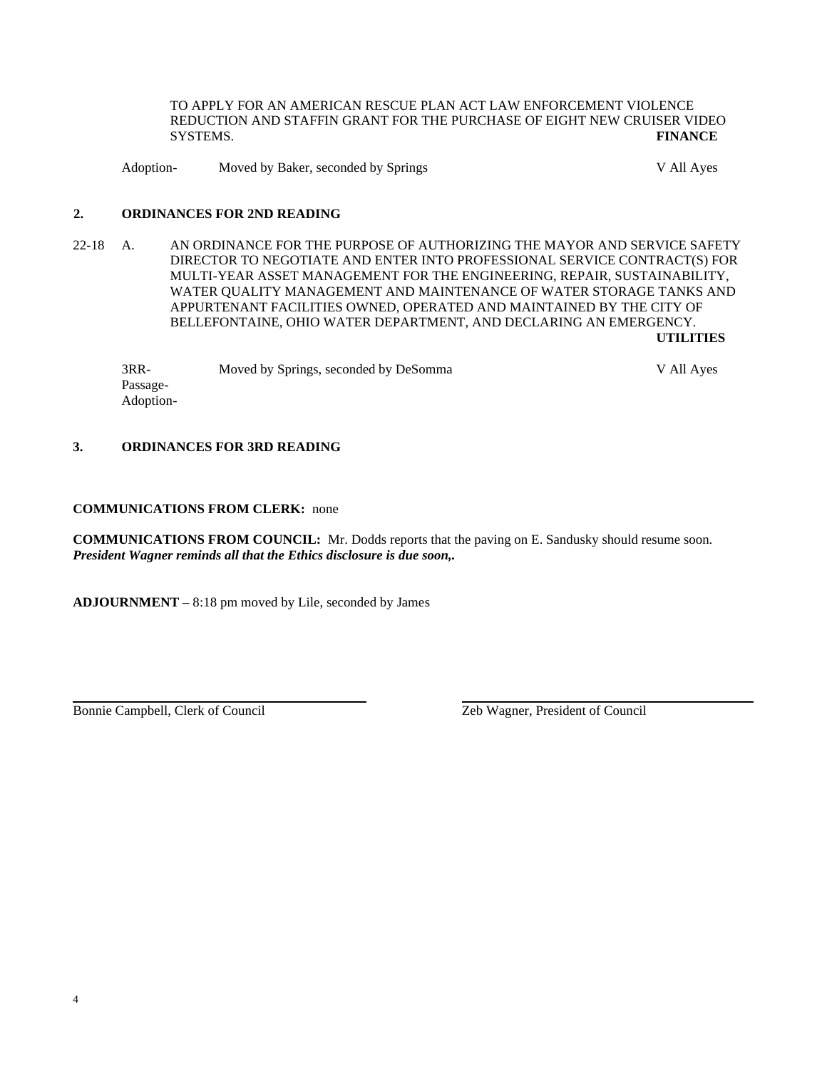TO APPLY FOR AN AMERICAN RESCUE PLAN ACT LAW ENFORCEMENT VIOLENCE REDUCTION AND STAFFIN GRANT FOR THE PURCHASE OF EIGHT NEW CRUISER VIDEO SYSTEMS. **FINANCE**

Adoption- Moved by Baker, seconded by Springs V All Ayes

**2. ORDINANCES FOR 2ND READING**

22-18 A. AN ORDINANCE FOR THE PURPOSE OF AUTHORIZING THE MAYOR AND SERVICE SAFETY DIRECTOR TO NEGOTIATE AND ENTER INTO PROFESSIONAL SERVICE CONTRACT(S) FOR MULTI-YEAR ASSET MANAGEMENT FOR THE ENGINEERING, REPAIR, SUSTAINABILITY, WATER QUALITY MANAGEMENT AND MAINTENANCE OF WATER STORAGE TANKS AND APPURTENANT FACILITIES OWNED, OPERATED AND MAINTAINED BY THE CITY OF BELLEFONTAINE, OHIO WATER DEPARTMENT, AND DECLARING AN EMERGENCY. **UTILITIES**

3RR- Moved by Springs, seconded by DeSomma V All Ayes
Passage-
Adoption-

**3. ORDINANCES FOR 3RD READING**

**COMMUNICATIONS FROM CLERK:** none

**COMMUNICATIONS FROM COUNCIL:** Mr. Dodds reports that the paving on E. Sandusky should resume soon. ***President Wagner reminds all that the Ethics disclosure is due soon,.***

**ADJOURNMENT –** 8:18 pm moved by Lile, seconded by James

Bonnie Campbell, Clerk of Council

Zeb Wagner, President of Council